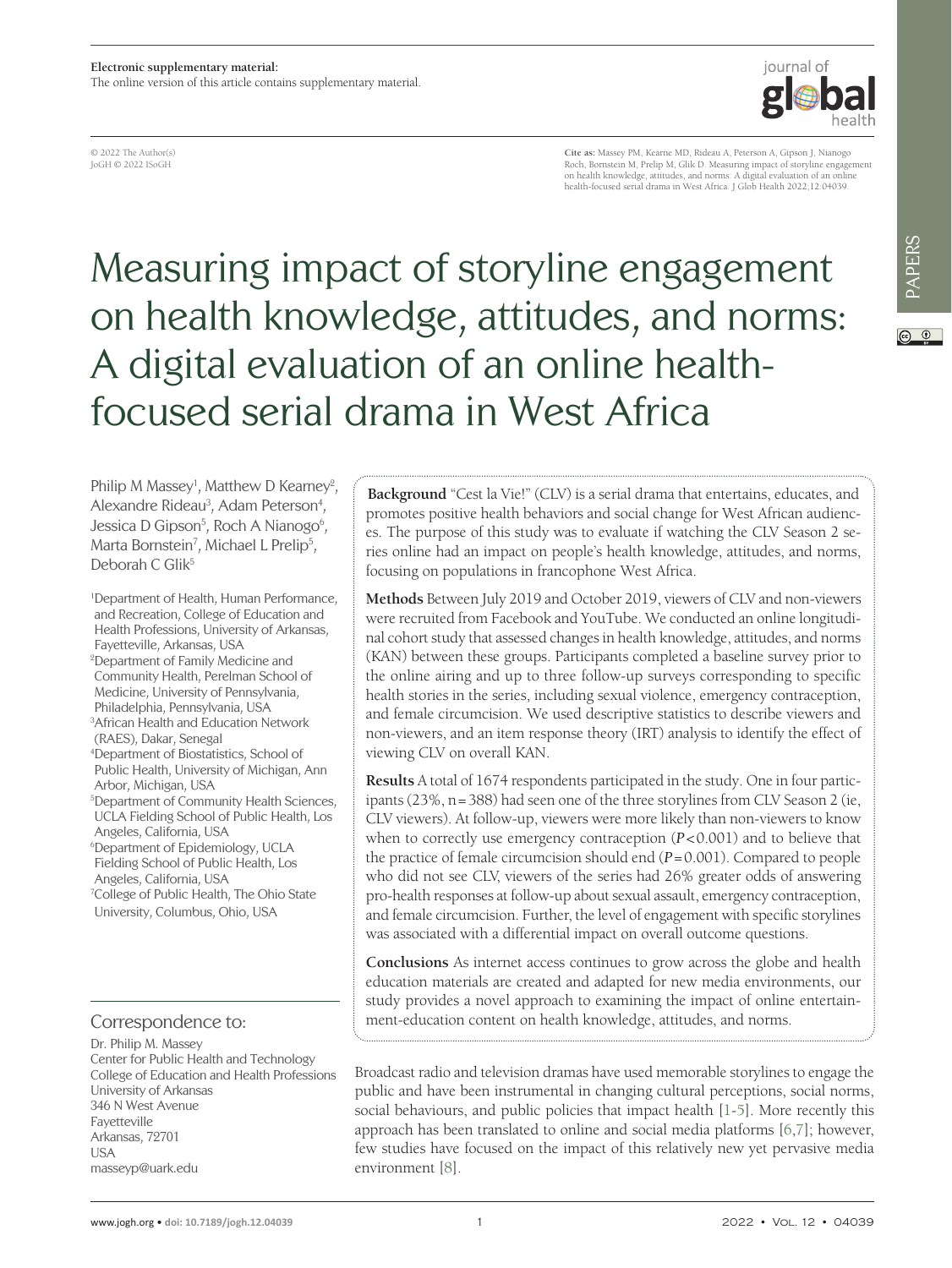Electronic supplementary material:
The online version of this article contains supplementary material.

© 2022 The Author(s)
JoGH © 2022 ISoGH

**Cite as:** Massey PM, Kearney MD, Rideau A, Peterson A, Gipson J, Nianogo Roch, Bornstein M, Prelip M, Glik D. Measuring impact of storyline engagement on health knowledge, attitudes, and norms: A digital evaluation of an online health-focused serial drama in West Africa. J Glob Health 2022;12:04039.

# Measuring impact of storyline engagement on health knowledge, attitudes, and norms: A digital evaluation of an online health-focused serial drama in West Africa

Philip M Massey[1], Matthew D Kearney[2], Alexandre Rideau[3], Adam Peterson[4], Jessica D Gipson[5], Roch A Nianogo[6], Marta Bornstein[7], Michael L Prelip[5], Deborah C Glik[5]

[1]Department of Health, Human Performance, and Recreation, College of Education and Health Professions, University of Arkansas, Fayetteville, Arkansas, USA
[2]Department of Family Medicine and Community Health, Perelman School of Medicine, University of Pennsylvania, Philadelphia, Pennsylvania, USA
[3]African Health and Education Network (RAES), Dakar, Senegal
[4]Department of Biostatistics, School of Public Health, University of Michigan, Ann Arbor, Michigan, USA
[5]Department of Community Health Sciences, UCLA Fielding School of Public Health, Los Angeles, California, USA
[6]Department of Epidemiology, UCLA Fielding School of Public Health, Los Angeles, California, USA
[7]College of Public Health, The Ohio State University, Columbus, Ohio, USA

**Background** "Cest la Vie!" (CLV) is a serial drama that entertains, educates, and promotes positive health behaviors and social change for West African audiences. The purpose of this study was to evaluate if watching the CLV Season 2 series online had an impact on people's health knowledge, attitudes, and norms, focusing on populations in francophone West Africa.

**Methods** Between July 2019 and October 2019, viewers of CLV and non-viewers were recruited from Facebook and YouTube. We conducted an online longitudinal cohort study that assessed changes in health knowledge, attitudes, and norms (KAN) between these groups. Participants completed a baseline survey prior to the online airing and up to three follow-up surveys corresponding to specific health stories in the series, including sexual violence, emergency contraception, and female circumcision. We used descriptive statistics to describe viewers and non-viewers, and an item response theory (IRT) analysis to identify the effect of viewing CLV on overall KAN.

**Results** A total of 1674 respondents participated in the study. One in four participants (23%, n = 388) had seen one of the three storylines from CLV Season 2 (ie, CLV viewers). At follow-up, viewers were more likely than non-viewers to know when to correctly use emergency contraception ($P < 0.001$) and to believe that the practice of female circumcision should end ($P = 0.001$). Compared to people who did not see CLV, viewers of the series had 26% greater odds of answering pro-health responses at follow-up about sexual assault, emergency contraception, and female circumcision. Further, the level of engagement with specific storylines was associated with a differential impact on overall outcome questions.

**Conclusions** As internet access continues to grow across the globe and health education materials are created and adapted for new media environments, our study provides a novel approach to examining the impact of online entertainment-education content on health knowledge, attitudes, and norms.

## Correspondence to:

Dr. Philip M. Massey
Center for Public Health and Technology
College of Education and Health Professions
University of Arkansas
346 N West Avenue
Fayetteville
Arkansas, 72701
USA
masseyp@uark.edu

Broadcast radio and television dramas have used memorable storylines to engage the public and have been instrumental in changing cultural perceptions, social norms, social behaviours, and public policies that impact health [1-5]. More recently this approach has been translated to online and social media platforms [6,7]; however, few studies have focused on the impact of this relatively new yet pervasive media environment [8].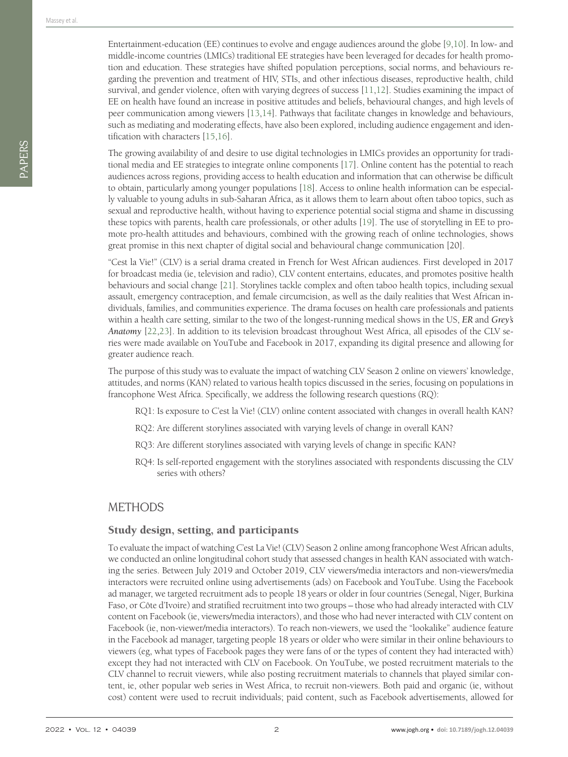Entertainment-education (EE) continues to evolve and engage audiences around the globe [9,10]. In low- and middle-income countries (LMICs) traditional EE strategies have been leveraged for decades for health promotion and education. These strategies have shifted population perceptions, social norms, and behaviours regarding the prevention and treatment of HIV, STIs, and other infectious diseases, reproductive health, child survival, and gender violence, often with varying degrees of success [11,12]. Studies examining the impact of EE on health have found an increase in positive attitudes and beliefs, behavioural changes, and high levels of peer communication among viewers [13,14]. Pathways that facilitate changes in knowledge and behaviours, such as mediating and moderating effects, have also been explored, including audience engagement and identification with characters [15,16].

The growing availability of and desire to use digital technologies in LMICs provides an opportunity for traditional media and EE strategies to integrate online components [17]. Online content has the potential to reach audiences across regions, providing access to health education and information that can otherwise be difficult to obtain, particularly among younger populations [18]. Access to online health information can be especially valuable to young adults in sub-Saharan Africa, as it allows them to learn about often taboo topics, such as sexual and reproductive health, without having to experience potential social stigma and shame in discussing these topics with parents, health care professionals, or other adults [19]. The use of storytelling in EE to promote pro-health attitudes and behaviours, combined with the growing reach of online technologies, shows great promise in this next chapter of digital social and behavioural change communication [20].

"Cest la Vie!" (CLV) is a serial drama created in French for West African audiences. First developed in 2017 for broadcast media (ie, television and radio), CLV content entertains, educates, and promotes positive health behaviours and social change [21]. Storylines tackle complex and often taboo health topics, including sexual assault, emergency contraception, and female circumcision, as well as the daily realities that West African individuals, families, and communities experience. The drama focuses on health care professionals and patients within a health care setting, similar to the two of the longest-running medical shows in the US, ***ER*** and ***Grey's Anatomy*** [22,23]. In addition to its television broadcast throughout West Africa, all episodes of the CLV series were made available on YouTube and Facebook in 2017, expanding its digital presence and allowing for greater audience reach.

The purpose of this study was to evaluate the impact of watching CLV Season 2 online on viewers' knowledge, attitudes, and norms (KAN) related to various health topics discussed in the series, focusing on populations in francophone West Africa. Specifically, we address the following research questions (RQ):

- RQ1: Is exposure to C'est la Vie! (CLV) online content associated with changes in overall health KAN?
- RQ2: Are different storylines associated with varying levels of change in overall KAN?
- RQ3: Are different storylines associated with varying levels of change in specific KAN?
- RQ4: Is self-reported engagement with the storylines associated with respondents discussing the CLV series with others?

## METHODS

### Study design, setting, and participants

To evaluate the impact of watching C'est La Vie! (CLV) Season 2 online among francophone West African adults, we conducted an online longitudinal cohort study that assessed changes in health KAN associated with watching the series. Between July 2019 and October 2019, CLV viewers/media interactors and non-viewers/media interactors were recruited online using advertisements (ads) on Facebook and YouTube. Using the Facebook ad manager, we targeted recruitment ads to people 18 years or older in four countries (Senegal, Niger, Burkina Faso, or Côte d'Ivoire) and stratified recruitment into two groups – those who had already interacted with CLV content on Facebook (ie, viewers/media interactors), and those who had never interacted with CLV content on Facebook (ie, non-viewer/media interactors). To reach non-viewers, we used the "lookalike" audience feature in the Facebook ad manager, targeting people 18 years or older who were similar in their online behaviours to viewers (eg, what types of Facebook pages they were fans of or the types of content they had interacted with) except they had not interacted with CLV on Facebook. On YouTube, we posted recruitment materials to the CLV channel to recruit viewers, while also posting recruitment materials to channels that played similar content, ie, other popular web series in West Africa, to recruit non-viewers. Both paid and organic (ie, without cost) content were used to recruit individuals; paid content, such as Facebook advertisements, allowed for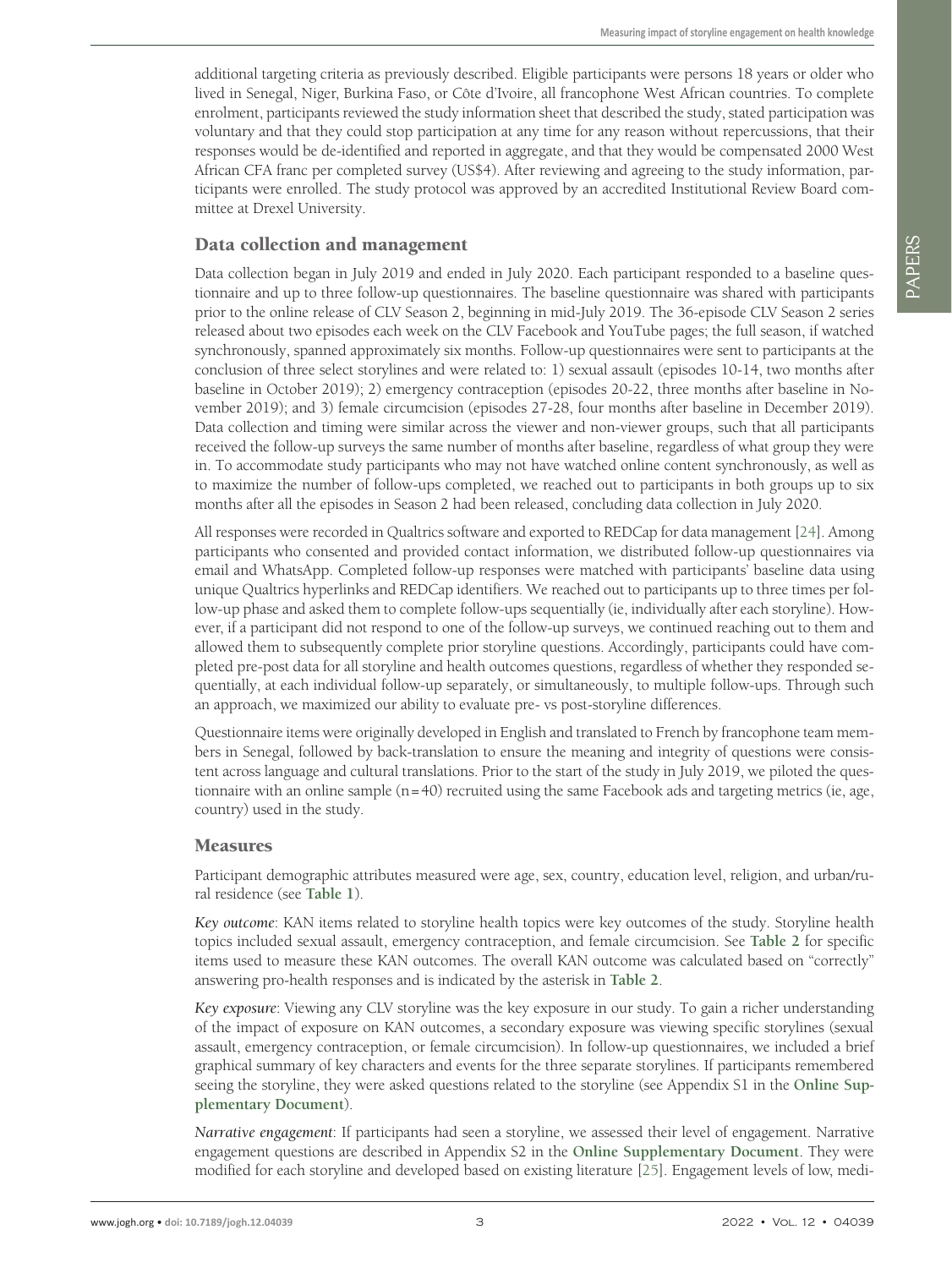additional targeting criteria as previously described. Eligible participants were persons 18 years or older who lived in Senegal, Niger, Burkina Faso, or Côte d'Ivoire, all francophone West African countries. To complete enrolment, participants reviewed the study information sheet that described the study, stated participation was voluntary and that they could stop participation at any time for any reason without repercussions, that their responses would be de-identified and reported in aggregate, and that they would be compensated 2000 West African CFA franc per completed survey (US$4). After reviewing and agreeing to the study information, participants were enrolled. The study protocol was approved by an accredited Institutional Review Board committee at Drexel University.

## Data collection and management

Data collection began in July 2019 and ended in July 2020. Each participant responded to a baseline questionnaire and up to three follow-up questionnaires. The baseline questionnaire was shared with participants prior to the online release of CLV Season 2, beginning in mid-July 2019. The 36-episode CLV Season 2 series released about two episodes each week on the CLV Facebook and YouTube pages; the full season, if watched synchronously, spanned approximately six months. Follow-up questionnaires were sent to participants at the conclusion of three select storylines and were related to: 1) sexual assault (episodes 10-14, two months after baseline in October 2019); 2) emergency contraception (episodes 20-22, three months after baseline in November 2019); and 3) female circumcision (episodes 27-28, four months after baseline in December 2019). Data collection and timing were similar across the viewer and non-viewer groups, such that all participants received the follow-up surveys the same number of months after baseline, regardless of what group they were in. To accommodate study participants who may not have watched online content synchronously, as well as to maximize the number of follow-ups completed, we reached out to participants in both groups up to six months after all the episodes in Season 2 had been released, concluding data collection in July 2020.

All responses were recorded in Qualtrics software and exported to REDCap for data management [24]. Among participants who consented and provided contact information, we distributed follow-up questionnaires via email and WhatsApp. Completed follow-up responses were matched with participants' baseline data using unique Qualtrics hyperlinks and REDCap identifiers. We reached out to participants up to three times per follow-up phase and asked them to complete follow-ups sequentially (ie, individually after each storyline). However, if a participant did not respond to one of the follow-up surveys, we continued reaching out to them and allowed them to subsequently complete prior storyline questions. Accordingly, participants could have completed pre-post data for all storyline and health outcomes questions, regardless of whether they responded sequentially, at each individual follow-up separately, or simultaneously, to multiple follow-ups. Through such an approach, we maximized our ability to evaluate pre- vs post-storyline differences.

Questionnaire items were originally developed in English and translated to French by francophone team members in Senegal, followed by back-translation to ensure the meaning and integrity of questions were consistent across language and cultural translations. Prior to the start of the study in July 2019, we piloted the questionnaire with an online sample (n = 40) recruited using the same Facebook ads and targeting metrics (ie, age, country) used in the study.

## Measures

Participant demographic attributes measured were age, sex, country, education level, religion, and urban/rural residence (see **Table 1**).

*Key outcome*: KAN items related to storyline health topics were key outcomes of the study. Storyline health topics included sexual assault, emergency contraception, and female circumcision. See **Table 2** for specific items used to measure these KAN outcomes. The overall KAN outcome was calculated based on "correctly" answering pro-health responses and is indicated by the asterisk in **Table 2**.

*Key exposure*: Viewing any CLV storyline was the key exposure in our study. To gain a richer understanding of the impact of exposure on KAN outcomes, a secondary exposure was viewing specific storylines (sexual assault, emergency contraception, or female circumcision). In follow-up questionnaires, we included a brief graphical summary of key characters and events for the three separate storylines. If participants remembered seeing the storyline, they were asked questions related to the storyline (see Appendix S1 in the **Online Supplementary Document**).

*Narrative engagement*: If participants had seen a storyline, we assessed their level of engagement. Narrative engagement questions are described in Appendix S2 in the **Online Supplementary Document**. They were modified for each storyline and developed based on existing literature [25]. Engagement levels of low, medi-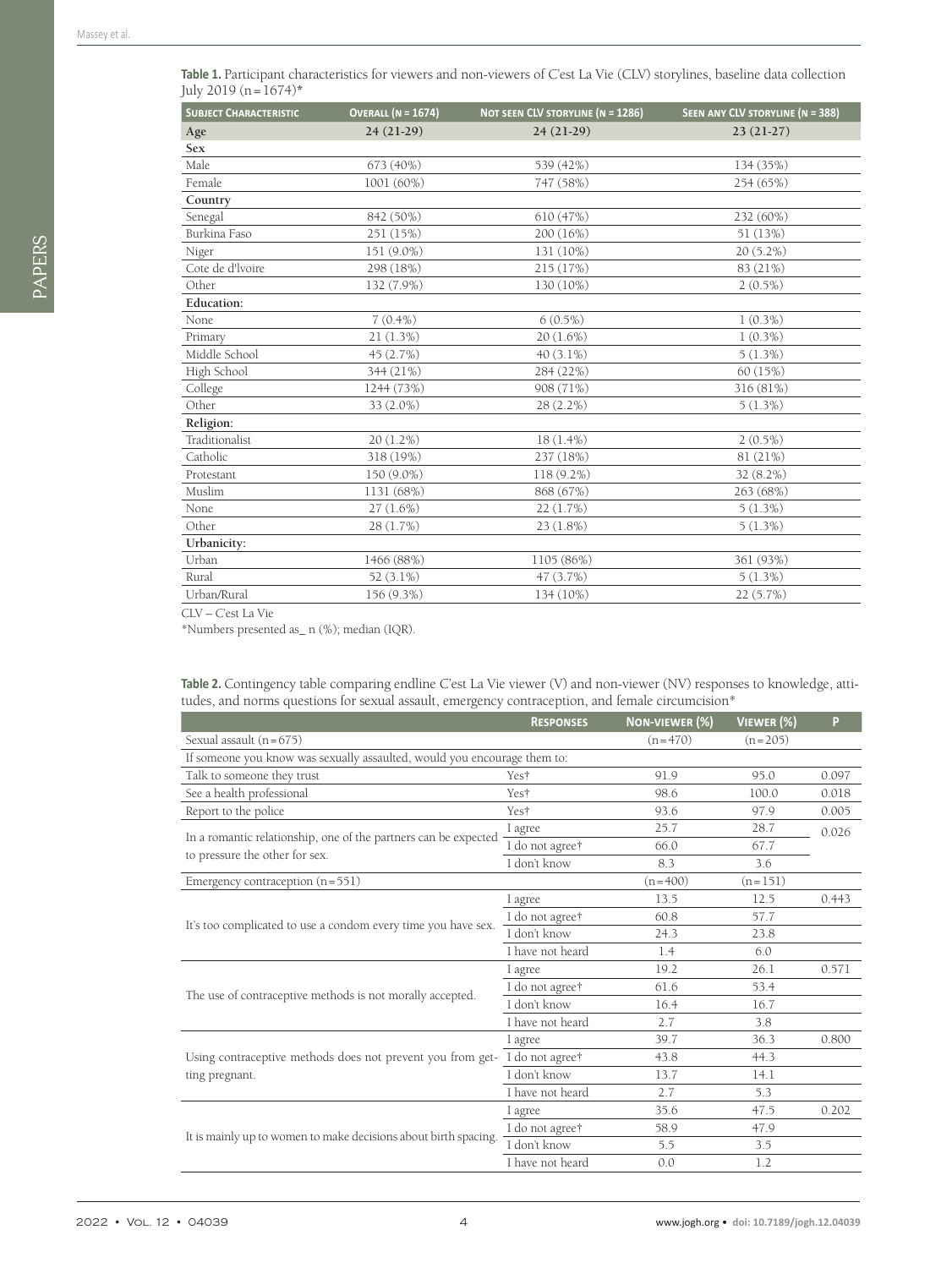**Table 1.** Participant characteristics for viewers and non-viewers of C'est La Vie (CLV) storylines, baseline data collection July 2019 (n = 1674)*

| Subject Characteristic | Overall (n = 1674) | Not seen CLV storyline (n = 1286) | Seen any CLV storyline (n = 388) |
|---|---|---|---|
| **Age** | **24 (21-29)** | **24 (21-29)** | **23 (21-27)** |
| **Sex** | | | |
| Male | 673 (40%) | 539 (42%) | 134 (35%) |
| Female | 1001 (60%) | 747 (58%) | 254 (65%) |
| **Country** | | | |
| Senegal | 842 (50%) | 610 (47%) | 232 (60%) |
| Burkina Faso | 251 (15%) | 200 (16%) | 51 (13%) |
| Niger | 151 (9.0%) | 131 (10%) | 20 (5.2%) |
| Cote de d'Ivoire | 298 (18%) | 215 (17%) | 83 (21%) |
| Other | 132 (7.9%) | 130 (10%) | 2 (0.5%) |
| **Education:** | | | |
| None | 7 (0.4%) | 6 (0.5%) | 1 (0.3%) |
| Primary | 21 (1.3%) | 20 (1.6%) | 1 (0.3%) |
| Middle School | 45 (2.7%) | 40 (3.1%) | 5 (1.3%) |
| High School | 344 (21%) | 284 (22%) | 60 (15%) |
| College | 1244 (73%) | 908 (71%) | 316 (81%) |
| Other | 33 (2.0%) | 28 (2.2%) | 5 (1.3%) |
| **Religion:** | | | |
| Traditionalist | 20 (1.2%) | 18 (1.4%) | 2 (0.5%) |
| Catholic | 318 (19%) | 237 (18%) | 81 (21%) |
| Protestant | 150 (9.0%) | 118 (9.2%) | 32 (8.2%) |
| Muslim | 1131 (68%) | 868 (67%) | 263 (68%) |
| None | 27 (1.6%) | 22 (1.7%) | 5 (1.3%) |
| Other | 28 (1.7%) | 23 (1.8%) | 5 (1.3%) |
| **Urbanicity:** | | | |
| Urban | 1466 (88%) | 1105 (86%) | 361 (93%) |
| Rural | 52 (3.1%) | 47 (3.7%) | 5 (1.3%) |
| Urban/Rural | 156 (9.3%) | 134 (10%) | 22 (5.7%) |

CLV – C'est La Vie

*Numbers presented as_ n (%); median (IQR).

**Table 2.** Contingency table comparing endline C'est La Vie viewer (V) and non-viewer (NV) responses to knowledge, attitudes, and norms questions for sexual assault, emergency contraception, and female circumcision*

| | Responses | Non-viewer (%) | Viewer (%) | P |
|---|---|---|---|---|
| Sexual assault (n = 675) | | (n = 470) | (n = 205) | |
| If someone you know was sexually assaulted, would you encourage them to: | | | | |
| Talk to someone they trust | Yes† | 91.9 | 95.0 | 0.097 |
| See a health professional | Yes† | 98.6 | 100.0 | 0.018 |
| Report to the police | Yes† | 93.6 | 97.9 | 0.005 |
| In a romantic relationship, one of the partners can be expected to pressure the other for sex. | I agree | 25.7 | 28.7 | 0.026 |
| | I do not agree† | 66.0 | 67.7 | |
| | I don't know | 8.3 | 3.6 | |
| Emergency contraception (n = 551) | | (n = 400) | (n = 151) | |
| It's too complicated to use a condom every time you have sex. | I agree | 13.5 | 12.5 | 0.443 |
| | I do not agree† | 60.8 | 57.7 | |
| | I don't know | 24.3 | 23.8 | |
| | I have not heard | 1.4 | 6.0 | |
| The use of contraceptive methods is not morally accepted. | I agree | 19.2 | 26.1 | 0.571 |
| | I do not agree† | 61.6 | 53.4 | |
| | I don't know | 16.4 | 16.7 | |
| | I have not heard | 2.7 | 3.8 | |
| Using contraceptive methods does not prevent you from getting pregnant. | I agree | 39.7 | 36.3 | 0.800 |
| | I do not agree† | 43.8 | 44.3 | |
| | I don't know | 13.7 | 14.1 | |
| | I have not heard | 2.7 | 5.3 | |
| It is mainly up to women to make decisions about birth spacing. | I agree | 35.6 | 47.5 | 0.202 |
| | I do not agree† | 58.9 | 47.9 | |
| | I don't know | 5.5 | 3.5 | |
| | I have not heard | 0.0 | 1.2 | |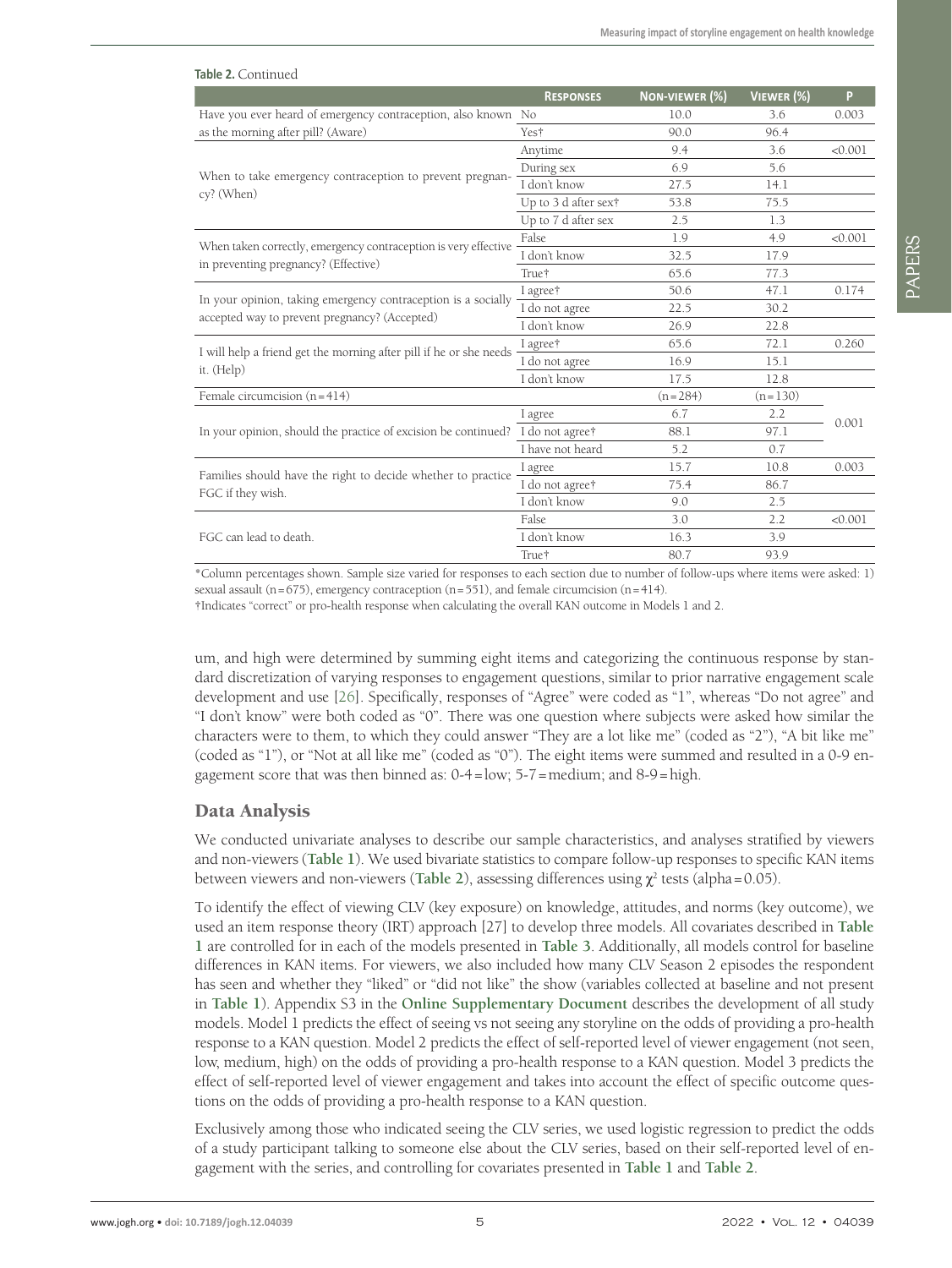**Table 2.** Continued

| | Responses | Non-viewer (%) | Viewer (%) | P |
|---|---|---|---|---|
| Have you ever heard of emergency contraception, also known as the morning after pill? (Aware) | No | 10.0 | 3.6 | 0.003 |
| | Yes† | 90.0 | 96.4 | |
| When to take emergency contraception to prevent pregnancy? (When) | Anytime | 9.4 | 3.6 | <0.001 |
| | During sex | 6.9 | 5.6 | |
| | I don't know | 27.5 | 14.1 | |
| | Up to 3 d after sex† | 53.8 | 75.5 | |
| | Up to 7 d after sex | 2.5 | 1.3 | |
| When taken correctly, emergency contraception is very effective in preventing pregnancy? (Effective) | False | 1.9 | 4.9 | <0.001 |
| | I don't know | 32.5 | 17.9 | |
| | True† | 65.6 | 77.3 | |
| In your opinion, taking emergency contraception is a socially accepted way to prevent pregnancy? (Accepted) | I agree† | 50.6 | 47.1 | 0.174 |
| | I do not agree | 22.5 | 30.2 | |
| | I don't know | 26.9 | 22.8 | |
| I will help a friend get the morning after pill if he or she needs it. (Help) | I agree† | 65.6 | 72.1 | 0.260 |
| | I do not agree | 16.9 | 15.1 | |
| | I don't know | 17.5 | 12.8 | |
| Female circumcision (n = 414) | | (n = 284) | (n = 130) | |
| In your opinion, should the practice of excision be continued? | I agree | 6.7 | 2.2 | 0.001 |
| | I do not agree† | 88.1 | 97.1 | |
| | I have not heard | 5.2 | 0.7 | |
| Families should have the right to decide whether to practice FGC if they wish. | I agree | 15.7 | 10.8 | 0.003 |
| | I do not agree† | 75.4 | 86.7 | |
| | I don't know | 9.0 | 2.5 | |
| FGC can lead to death. | False | 3.0 | 2.2 | <0.001 |
| | I don't know | 16.3 | 3.9 | |
| | True† | 80.7 | 93.9 | |

*Column percentages shown. Sample size varied for responses to each section due to number of follow-ups where items were asked: 1) sexual assault (n = 675), emergency contraception (n = 551), and female circumcision (n = 414).

†Indicates "correct" or pro-health response when calculating the overall KAN outcome in Models 1 and 2.

um, and high were determined by summing eight items and categorizing the continuous response by standard discretization of varying responses to engagement questions, similar to prior narrative engagement scale development and use [26]. Specifically, responses of "Agree" were coded as "1", whereas "Do not agree" and "I don't know" were both coded as "0". There was one question where subjects were asked how similar the characters were to them, to which they could answer "They are a lot like me" (coded as "2"), "A bit like me" (coded as "1"), or "Not at all like me" (coded as "0"). The eight items were summed and resulted in a 0-9 engagement score that was then binned as: 0-4 = low; 5-7 = medium; and 8-9 = high.

## Data Analysis

We conducted univariate analyses to describe our sample characteristics, and analyses stratified by viewers and non-viewers (**Table 1**). We used bivariate statistics to compare follow-up responses to specific KAN items between viewers and non-viewers (**Table 2**), assessing differences using $\chi^2$ tests (alpha = 0.05).

To identify the effect of viewing CLV (key exposure) on knowledge, attitudes, and norms (key outcome), we used an item response theory (IRT) approach [27] to develop three models. All covariates described in **Table 1** are controlled for in each of the models presented in **Table 3**. Additionally, all models control for baseline differences in KAN items. For viewers, we also included how many CLV Season 2 episodes the respondent has seen and whether they "liked" or "did not like" the show (variables collected at baseline and not present in **Table 1**). Appendix S3 in the **Online Supplementary Document** describes the development of all study models. Model 1 predicts the effect of seeing vs not seeing any storyline on the odds of providing a pro-health response to a KAN question. Model 2 predicts the effect of self-reported level of viewer engagement (not seen, low, medium, high) on the odds of providing a pro-health response to a KAN question. Model 3 predicts the effect of self-reported level of viewer engagement and takes into account the effect of specific outcome questions on the odds of providing a pro-health response to a KAN question.

Exclusively among those who indicated seeing the CLV series, we used logistic regression to predict the odds of a study participant talking to someone else about the CLV series, based on their self-reported level of engagement with the series, and controlling for covariates presented in **Table 1** and **Table 2**.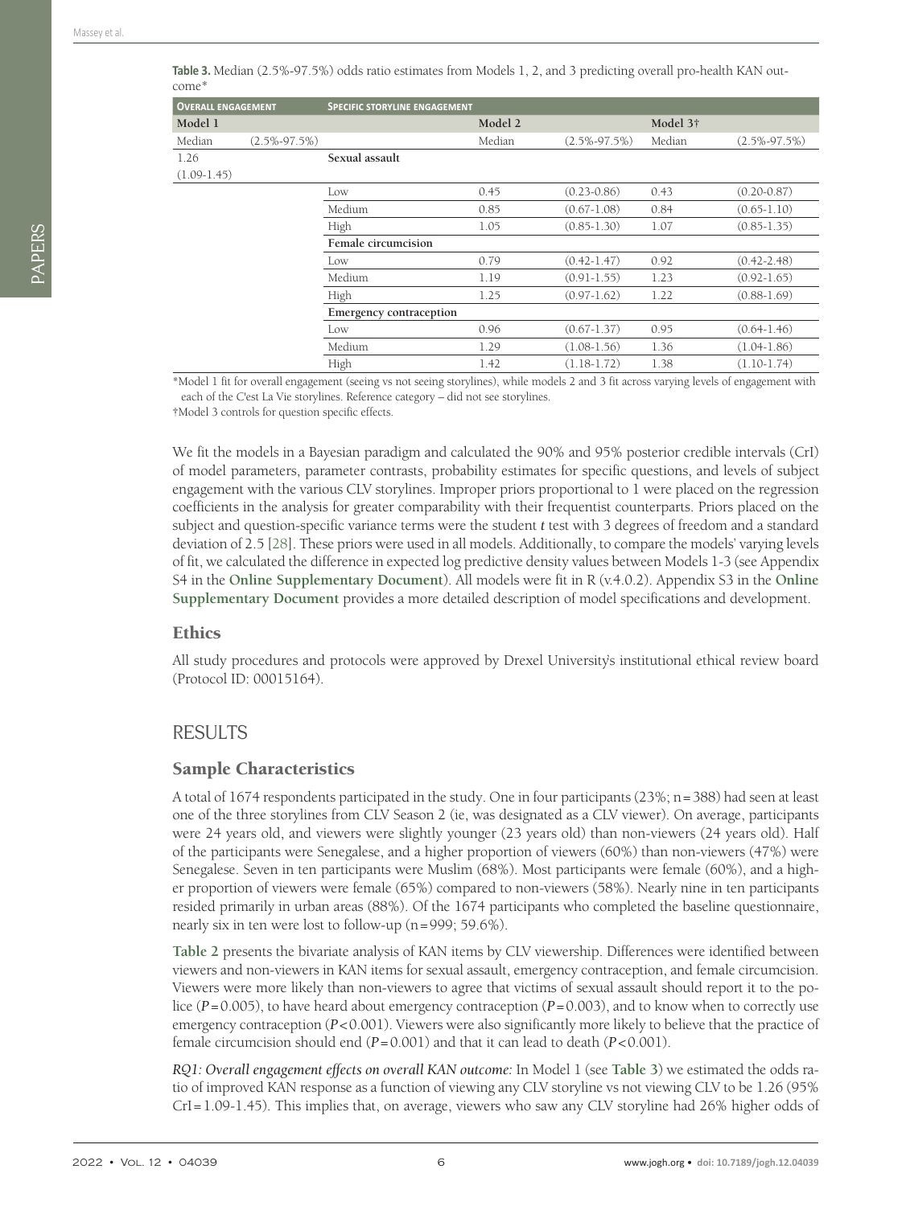**Table 3.** Median (2.5%-97.5%) odds ratio estimates from Models 1, 2, and 3 predicting overall pro-health KAN outcome*

| Overall engagement | | Specific storyline engagement | | | | |
|---|---|---|---|---|---|---|
| **Model 1** | | | **Model 2** | | **Model 3†** | |
| Median | (2.5%-97.5%) | | Median | (2.5%-97.5%) | Median | (2.5%-97.5%) |
| 1.26 (1.09-1.45) | | **Sexual assault** | | | | |
| | | Low | 0.45 | (0.23-0.86) | 0.43 | (0.20-0.87) |
| | | Medium | 0.85 | (0.67-1.08) | 0.84 | (0.65-1.10) |
| | | High | 1.05 | (0.85-1.30) | 1.07 | (0.85-1.35) |
| | | **Female circumcision** | | | | |
| | | Low | 0.79 | (0.42-1.47) | 0.92 | (0.42-2.48) |
| | | Medium | 1.19 | (0.91-1.55) | 1.23 | (0.92-1.65) |
| | | High | 1.25 | (0.97-1.62) | 1.22 | (0.88-1.69) |
| | | **Emergency contraception** | | | | |
| | | Low | 0.96 | (0.67-1.37) | 0.95 | (0.64-1.46) |
| | | Medium | 1.29 | (1.08-1.56) | 1.36 | (1.04-1.86) |
| | | High | 1.42 | (1.18-1.72) | 1.38 | (1.10-1.74) |

*Model 1 fit for overall engagement (seeing vs not seeing storylines), while models 2 and 3 fit across varying levels of engagement with each of the C'est La Vie storylines. Reference category – did not see storylines.

†Model 3 controls for question specific effects.

We fit the models in a Bayesian paradigm and calculated the 90% and 95% posterior credible intervals (CrI) of model parameters, parameter contrasts, probability estimates for specific questions, and levels of subject engagement with the various CLV storylines. Improper priors proportional to 1 were placed on the regression coefficients in the analysis for greater comparability with their frequentist counterparts. Priors placed on the subject and question-specific variance terms were the student *t* test with 3 degrees of freedom and a standard deviation of 2.5 [28]. These priors were used in all models. Additionally, to compare the models' varying levels of fit, we calculated the difference in expected log predictive density values between Models 1-3 (see Appendix S4 in the **Online Supplementary Document**). All models were fit in R (v.4.0.2). Appendix S3 in the **Online Supplementary Document** provides a more detailed description of model specifications and development.

## Ethics

All study procedures and protocols were approved by Drexel University's institutional ethical review board (Protocol ID: 00015164).

# RESULTS

## Sample Characteristics

A total of 1674 respondents participated in the study. One in four participants (23%; n = 388) had seen at least one of the three storylines from CLV Season 2 (ie, was designated as a CLV viewer). On average, participants were 24 years old, and viewers were slightly younger (23 years old) than non-viewers (24 years old). Half of the participants were Senegalese, and a higher proportion of viewers (60%) than non-viewers (47%) were Senegalese. Seven in ten participants were Muslim (68%). Most participants were female (60%), and a higher proportion of viewers were female (65%) compared to non-viewers (58%). Nearly nine in ten participants resided primarily in urban areas (88%). Of the 1674 participants who completed the baseline questionnaire, nearly six in ten were lost to follow-up (n = 999; 59.6%).

**Table 2** presents the bivariate analysis of KAN items by CLV viewership. Differences were identified between viewers and non-viewers in KAN items for sexual assault, emergency contraception, and female circumcision. Viewers were more likely than non-viewers to agree that victims of sexual assault should report it to the police ($P = 0.005$), to have heard about emergency contraception ($P = 0.003$), and to know when to correctly use emergency contraception ($P < 0.001$). Viewers were also significantly more likely to believe that the practice of female circumcision should end ($P = 0.001$) and that it can lead to death ($P < 0.001$).

*RQ1: Overall engagement effects on overall KAN outcome:* In Model 1 (see **Table 3**) we estimated the odds ratio of improved KAN response as a function of viewing any CLV storyline vs not viewing CLV to be 1.26 (95% CrI = 1.09-1.45). This implies that, on average, viewers who saw any CLV storyline had 26% higher odds of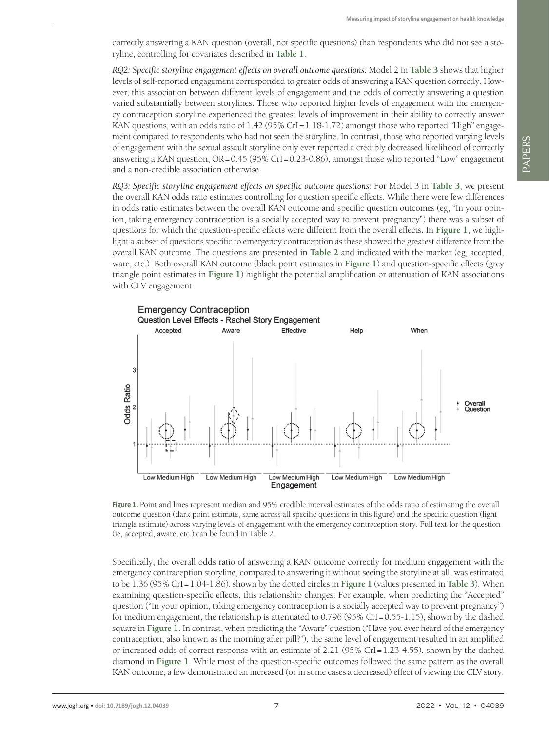correctly answering a KAN question (overall, not specific questions) than respondents who did not see a storyline, controlling for covariates described in **Table 1**.

*RQ2: Specific storyline engagement effects on overall outcome questions:* Model 2 in **Table 3** shows that higher levels of self-reported engagement corresponded to greater odds of answering a KAN question correctly. However, this association between different levels of engagement and the odds of correctly answering a question varied substantially between storylines. Those who reported higher levels of engagement with the emergency contraception storyline experienced the greatest levels of improvement in their ability to correctly answer KAN questions, with an odds ratio of 1.42 (95% CrI = 1.18-1.72) amongst those who reported "High" engagement compared to respondents who had not seen the storyline. In contrast, those who reported varying levels of engagement with the sexual assault storyline only ever reported a credibly decreased likelihood of correctly answering a KAN question, OR = 0.45 (95% CrI = 0.23-0.86), amongst those who reported "Low" engagement and a non-credible association otherwise.

*RQ3: Specific storyline engagement effects on specific outcome questions:* For Model 3 in **Table 3**, we present the overall KAN odds ratio estimates controlling for question specific effects. While there were few differences in odds ratio estimates between the overall KAN outcome and specific question outcomes (eg, "In your opinion, taking emergency contraception is a socially accepted way to prevent pregnancy") there was a subset of questions for which the question-specific effects were different from the overall effects. In **Figure 1**, we highlight a subset of questions specific to emergency contraception as these showed the greatest difference from the overall KAN outcome. The questions are presented in **Table 2** and indicated with the marker (eg, accepted, ware, etc.). Both overall KAN outcome (black point estimates in **Figure 1**) and question-specific effects (grey triangle point estimates in **Figure 1**) highlight the potential amplification or attenuation of KAN associations with CLV engagement.

**Figure 1.** Point and lines represent median and 95% credible interval estimates of the odds ratio of estimating the overall outcome question (dark point estimate, same across all specific questions in this figure) and the specific question (light triangle estimate) across varying levels of engagement with the emergency contraception story. Full text for the question (ie, accepted, aware, etc.) can be found in Table 2.

Specifically, the overall odds ratio of answering a KAN outcome correctly for medium engagement with the emergency contraception storyline, compared to answering it without seeing the storyline at all, was estimated to be 1.36 (95% CrI = 1.04-1.86), shown by the dotted circles in **Figure 1** (values presented in **Table 3**). When examining question-specific effects, this relationship changes. For example, when predicting the "Accepted" question ("In your opinion, taking emergency contraception is a socially accepted way to prevent pregnancy") for medium engagement, the relationship is attenuated to 0.796 (95% CrI = 0.55-1.15), shown by the dashed square in **Figure 1**. In contrast, when predicting the "Aware" question ("Have you ever heard of the emergency contraception, also known as the morning after pill?"), the same level of engagement resulted in an amplified or increased odds of correct response with an estimate of 2.21 (95% CrI = 1.23-4.55), shown by the dashed diamond in **Figure 1**. While most of the question-specific outcomes followed the same pattern as the overall KAN outcome, a few demonstrated an increased (or in some cases a decreased) effect of viewing the CLV story.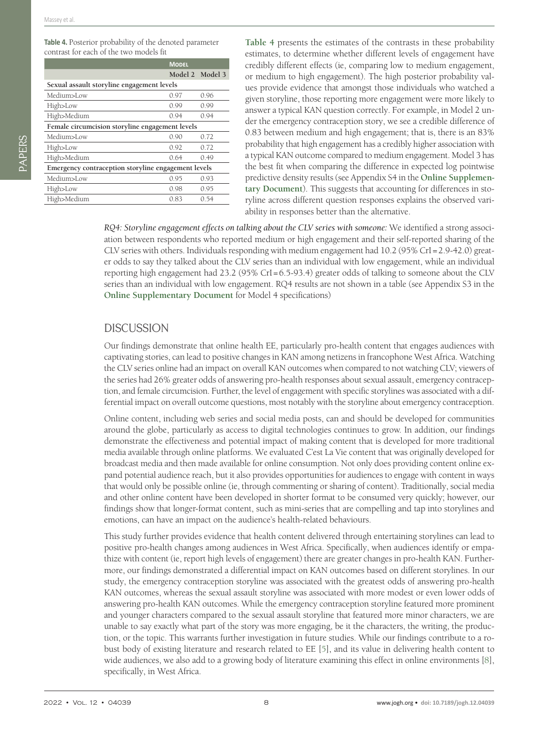**Table 4.** Posterior probability of the denoted parameter contrast for each of the two models fit

| | Model | |
|---|---|---|
| | Model 2 | Model 3 |
| **Sexual assault storyline engagement levels** | | |
| Medium>Low | 0.97 | 0.96 |
| High>Low | 0.99 | 0.99 |
| High>Medium | 0.94 | 0.94 |
| **Female circumcision storyline engagement levels** | | |
| Medium>Low | 0.90 | 0.72 |
| High>Low | 0.92 | 0.72 |
| High>Medium | 0.64 | 0.49 |
| **Emergency contraception storyline engagement levels** | | |
| Medium>Low | 0.95 | 0.93 |
| High>Low | 0.98 | 0.95 |
| High>Medium | 0.83 | 0.54 |

**Table 4** presents the estimates of the contrasts in these probability estimates, to determine whether different levels of engagement have credibly different effects (ie, comparing low to medium engagement, or medium to high engagement). The high posterior probability values provide evidence that amongst those individuals who watched a given storyline, those reporting more engagement were more likely to answer a typical KAN question correctly. For example, in Model 2 under the emergency contraception story, we see a credible difference of 0.83 between medium and high engagement; that is, there is an 83% probability that high engagement has a credibly higher association with a typical KAN outcome compared to medium engagement. Model 3 has the best fit when comparing the difference in expected log pointwise predictive density results (see Appendix S4 in the **Online Supplementary Document**). This suggests that accounting for differences in storyline across different question responses explains the observed variability in responses better than the alternative.

*RQ4: Storyline engagement effects on talking about the CLV series with someone:* We identified a strong association between respondents who reported medium or high engagement and their self-reported sharing of the CLV series with others. Individuals responding with medium engagement had 10.2 (95% CrI = 2.9-42.0) greater odds to say they talked about the CLV series than an individual with low engagement, while an individual reporting high engagement had 23.2 (95% CrI = 6.5-93.4) greater odds of talking to someone about the CLV series than an individual with low engagement. RQ4 results are not shown in a table (see Appendix S3 in the **Online Supplementary Document** for Model 4 specifications)

## DISCUSSION

Our findings demonstrate that online health EE, particularly pro-health content that engages audiences with captivating stories, can lead to positive changes in KAN among netizens in francophone West Africa. Watching the CLV series online had an impact on overall KAN outcomes when compared to not watching CLV; viewers of the series had 26% greater odds of answering pro-health responses about sexual assault, emergency contraception, and female circumcision. Further, the level of engagement with specific storylines was associated with a differential impact on overall outcome questions, most notably with the storyline about emergency contraception.

Online content, including web series and social media posts, can and should be developed for communities around the globe, particularly as access to digital technologies continues to grow. In addition, our findings demonstrate the effectiveness and potential impact of making content that is developed for more traditional media available through online platforms. We evaluated C'est La Vie content that was originally developed for broadcast media and then made available for online consumption. Not only does providing content online expand potential audience reach, but it also provides opportunities for audiences to engage with content in ways that would only be possible online (ie, through commenting or sharing of content). Traditionally, social media and other online content have been developed in shorter format to be consumed very quickly; however, our findings show that longer-format content, such as mini-series that are compelling and tap into storylines and emotions, can have an impact on the audience's health-related behaviours.

This study further provides evidence that health content delivered through entertaining storylines can lead to positive pro-health changes among audiences in West Africa. Specifically, when audiences identify or empathize with content (ie, report high levels of engagement) there are greater changes in pro-health KAN. Furthermore, our findings demonstrated a differential impact on KAN outcomes based on different storylines. In our study, the emergency contraception storyline was associated with the greatest odds of answering pro-health KAN outcomes, whereas the sexual assault storyline was associated with more modest or even lower odds of answering pro-health KAN outcomes. While the emergency contraception storyline featured more prominent and younger characters compared to the sexual assault storyline that featured more minor characters, we are unable to say exactly what part of the story was more engaging, be it the characters, the writing, the production, or the topic. This warrants further investigation in future studies. While our findings contribute to a robust body of existing literature and research related to EE [5], and its value in delivering health content to wide audiences, we also add to a growing body of literature examining this effect in online environments [8], specifically, in West Africa.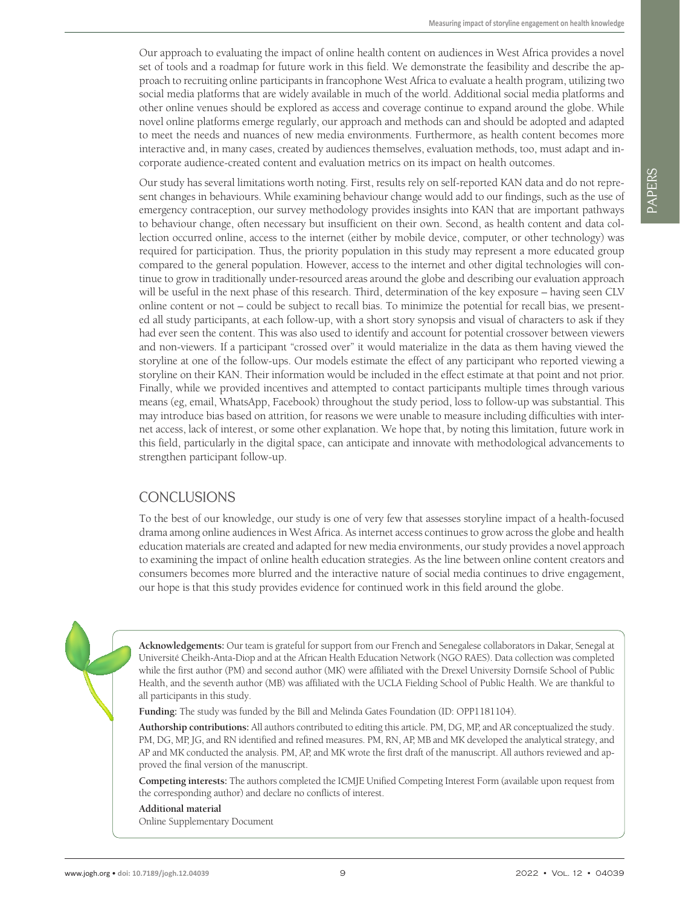Our approach to evaluating the impact of online health content on audiences in West Africa provides a novel set of tools and a roadmap for future work in this field. We demonstrate the feasibility and describe the approach to recruiting online participants in francophone West Africa to evaluate a health program, utilizing two social media platforms that are widely available in much of the world. Additional social media platforms and other online venues should be explored as access and coverage continue to expand around the globe. While novel online platforms emerge regularly, our approach and methods can and should be adopted and adapted to meet the needs and nuances of new media environments. Furthermore, as health content becomes more interactive and, in many cases, created by audiences themselves, evaluation methods, too, must adapt and incorporate audience-created content and evaluation metrics on its impact on health outcomes.

Our study has several limitations worth noting. First, results rely on self-reported KAN data and do not represent changes in behaviours. While examining behaviour change would add to our findings, such as the use of emergency contraception, our survey methodology provides insights into KAN that are important pathways to behaviour change, often necessary but insufficient on their own. Second, as health content and data collection occurred online, access to the internet (either by mobile device, computer, or other technology) was required for participation. Thus, the priority population in this study may represent a more educated group compared to the general population. However, access to the internet and other digital technologies will continue to grow in traditionally under-resourced areas around the globe and describing our evaluation approach will be useful in the next phase of this research. Third, determination of the key exposure – having seen CLV online content or not – could be subject to recall bias. To minimize the potential for recall bias, we presented all study participants, at each follow-up, with a short story synopsis and visual of characters to ask if they had ever seen the content. This was also used to identify and account for potential crossover between viewers and non-viewers. If a participant "crossed over" it would materialize in the data as them having viewed the storyline at one of the follow-ups. Our models estimate the effect of any participant who reported viewing a storyline on their KAN. Their information would be included in the effect estimate at that point and not prior. Finally, while we provided incentives and attempted to contact participants multiple times through various means (eg, email, WhatsApp, Facebook) throughout the study period, loss to follow-up was substantial. This may introduce bias based on attrition, for reasons we were unable to measure including difficulties with internet access, lack of interest, or some other explanation. We hope that, by noting this limitation, future work in this field, particularly in the digital space, can anticipate and innovate with methodological advancements to strengthen participant follow-up.

## CONCLUSIONS

To the best of our knowledge, our study is one of very few that assesses storyline impact of a health-focused drama among online audiences in West Africa. As internet access continues to grow across the globe and health education materials are created and adapted for new media environments, our study provides a novel approach to examining the impact of online health education strategies. As the line between online content creators and consumers becomes more blurred and the interactive nature of social media continues to drive engagement, our hope is that this study provides evidence for continued work in this field around the globe.

**Acknowledgements:** Our team is grateful for support from our French and Senegalese collaborators in Dakar, Senegal at Université Cheikh-Anta-Diop and at the African Health Education Network (NGO RAES). Data collection was completed while the first author (PM) and second author (MK) were affiliated with the Drexel University Dornsife School of Public Health, and the seventh author (MB) was affiliated with the UCLA Fielding School of Public Health. We are thankful to all participants in this study.

**Funding:** The study was funded by the Bill and Melinda Gates Foundation (ID: OPP1181104).

**Authorship contributions:** All authors contributed to editing this article. PM, DG, MP, and AR conceptualized the study. PM, DG, MP, JG, and RN identified and refined measures. PM, RN, AP, MB and MK developed the analytical strategy, and AP and MK conducted the analysis. PM, AP, and MK wrote the first draft of the manuscript. All authors reviewed and approved the final version of the manuscript.

**Competing interests:** The authors completed the ICMJE Unified Competing Interest Form (available upon request from the corresponding author) and declare no conflicts of interest.

**Additional material**

Online Supplementary Document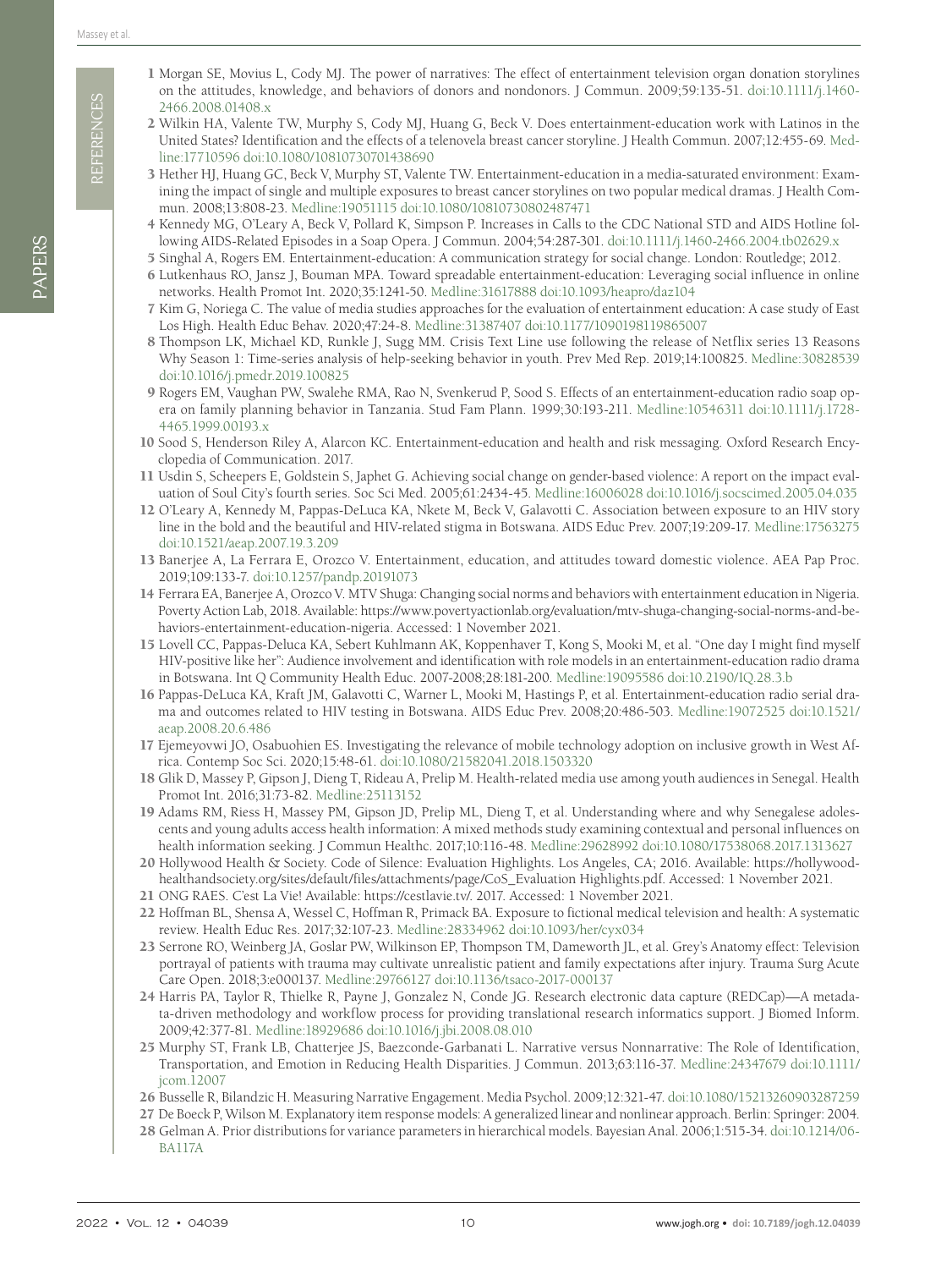1 Morgan SE, Movius L, Cody MJ. The power of narratives: The effect of entertainment television organ donation storylines on the attitudes, knowledge, and behaviors of donors and nondonors. J Commun. 2009;59:135-51. doi:10.1111/j.1460-2466.2008.01408.x

2 Wilkin HA, Valente TW, Murphy S, Cody MJ, Huang G, Beck V. Does entertainment-education work with Latinos in the United States? Identification and the effects of a telenovela breast cancer storyline. J Health Commun. 2007;12:455-69. Medline:17710596 doi:10.1080/10810730701438690

3 Hether HJ, Huang GC, Beck V, Murphy ST, Valente TW. Entertainment-education in a media-saturated environment: Examining the impact of single and multiple exposures to breast cancer storylines on two popular medical dramas. J Health Commun. 2008;13:808-23. Medline:19051115 doi:10.1080/10810730802487471

4 Kennedy MG, O'Leary A, Beck V, Pollard K, Simpson P. Increases in Calls to the CDC National STD and AIDS Hotline following AIDS-Related Episodes in a Soap Opera. J Commun. 2004;54:287-301. doi:10.1111/j.1460-2466.2004.tb02629.x

5 Singhal A, Rogers EM. Entertainment-education: A communication strategy for social change. London: Routledge; 2012.

6 Lutkenhaus RO, Jansz J, Bouman MPA. Toward spreadable entertainment-education: Leveraging social influence in online networks. Health Promot Int. 2020;35:1241-50. Medline:31617888 doi:10.1093/heapro/daz104

7 Kim G, Noriega C. The value of media studies approaches for the evaluation of entertainment education: A case study of East Los High. Health Educ Behav. 2020;47:24-8. Medline:31387407 doi:10.1177/1090198119865007

8 Thompson LK, Michael KD, Runkle J, Sugg MM. Crisis Text Line use following the release of Netflix series 13 Reasons Why Season 1: Time-series analysis of help-seeking behavior in youth. Prev Med Rep. 2019;14:100825. Medline:30828539 doi:10.1016/j.pmedr.2019.100825

9 Rogers EM, Vaughan PW, Swalehe RMA, Rao N, Svenkerud P, Sood S. Effects of an entertainment-education radio soap opera on family planning behavior in Tanzania. Stud Fam Plann. 1999;30:193-211. Medline:10546311 doi:10.1111/j.1728-4465.1999.00193.x

10 Sood S, Henderson Riley A, Alarcon KC. Entertainment-education and health and risk messaging. Oxford Research Encyclopedia of Communication. 2017.

11 Usdin S, Scheepers E, Goldstein S, Japhet G. Achieving social change on gender-based violence: A report on the impact evaluation of Soul City's fourth series. Soc Sci Med. 2005;61:2434-45. Medline:16006028 doi:10.1016/j.socscimed.2005.04.035

12 O'Leary A, Kennedy M, Pappas-DeLuca KA, Nkete M, Beck V, Galavotti C. Association between exposure to an HIV story line in the bold and the beautiful and HIV-related stigma in Botswana. AIDS Educ Prev. 2007;19:209-17. Medline:17563275 doi:10.1521/aeap.2007.19.3.209

13 Banerjee A, La Ferrara E, Orozco V. Entertainment, education, and attitudes toward domestic violence. AEA Pap Proc. 2019;109:133-7. doi:10.1257/pandp.20191073

14 Ferrara EA, Banerjee A, Orozco V. MTV Shuga: Changing social norms and behaviors with entertainment education in Nigeria. Poverty Action Lab, 2018. Available: https://www.povertyactionlab.org/evaluation/mtv-shuga-changing-social-norms-and-behaviors-entertainment-education-nigeria. Accessed: 1 November 2021.

15 Lovell CC, Pappas-Deluca KA, Sebert Kuhlmann AK, Koppenhaver T, Kong S, Mooki M, et al. "One day I might find myself HIV-positive like her": Audience involvement and identification with role models in an entertainment-education radio drama in Botswana. Int Q Community Health Educ. 2007-2008;28:181-200. Medline:19095586 doi:10.2190/IQ.28.3.b

16 Pappas-DeLuca KA, Kraft JM, Galavotti C, Warner L, Mooki M, Hastings P, et al. Entertainment-education radio serial drama and outcomes related to HIV testing in Botswana. AIDS Educ Prev. 2008;20:486-503. Medline:19072525 doi:10.1521/aeap.2008.20.6.486

17 Ejemeyovwi JO, Osabuohien ES. Investigating the relevance of mobile technology adoption on inclusive growth in West Africa. Contemp Soc Sci. 2020;15:48-61. doi:10.1080/21582041.2018.1503320

18 Glik D, Massey P, Gipson J, Dieng T, Rideau A, Prelip M. Health-related media use among youth audiences in Senegal. Health Promot Int. 2016;31:73-82. Medline:25113152

19 Adams RM, Riess H, Massey PM, Gipson JD, Prelip ML, Dieng T, et al. Understanding where and why Senegalese adolescents and young adults access health information: A mixed methods study examining contextual and personal influences on health information seeking. J Commun Healthc. 2017;10:116-48. Medline:29628992 doi:10.1080/17538068.2017.1313627

20 Hollywood Health & Society. Code of Silence: Evaluation Highlights. Los Angeles, CA; 2016. Available: https://hollywoodhealthandsociety.org/sites/default/files/attachments/page/CoS_Evaluation Highlights.pdf. Accessed: 1 November 2021.

21 ONG RAES. C'est La Vie! Available: https://cestlavie.tv/. 2017. Accessed: 1 November 2021.

22 Hoffman BL, Shensa A, Wessel C, Hoffman R, Primack BA. Exposure to fictional medical television and health: A systematic review. Health Educ Res. 2017;32:107-23. Medline:28334962 doi:10.1093/her/cyx034

23 Serrone RO, Weinberg JA, Goslar PW, Wilkinson EP, Thompson TM, Dameworth JL, et al. Grey's Anatomy effect: Television portrayal of patients with trauma may cultivate unrealistic patient and family expectations after injury. Trauma Surg Acute Care Open. 2018;3:e000137. Medline:29766127 doi:10.1136/tsaco-2017-000137

24 Harris PA, Taylor R, Thielke R, Payne J, Gonzalez N, Conde JG. Research electronic data capture (REDCap)—A metadata-driven methodology and workflow process for providing translational research informatics support. J Biomed Inform. 2009;42:377-81. Medline:18929686 doi:10.1016/j.jbi.2008.08.010

25 Murphy ST, Frank LB, Chatterjee JS, Baezconde-Garbanati L. Narrative versus Nonnarrative: The Role of Identification, Transportation, and Emotion in Reducing Health Disparities. J Commun. 2013;63:116-37. Medline:24347679 doi:10.1111/jcom.12007

26 Busselle R, Bilandzic H. Measuring Narrative Engagement. Media Psychol. 2009;12:321-47. doi:10.1080/15213260903287259

27 De Boeck P, Wilson M. Explanatory item response models: A generalized linear and nonlinear approach. Berlin: Springer: 2004.

28 Gelman A. Prior distributions for variance parameters in hierarchical models. Bayesian Anal. 2006;1:515-34. doi:10.1214/06-BA117A